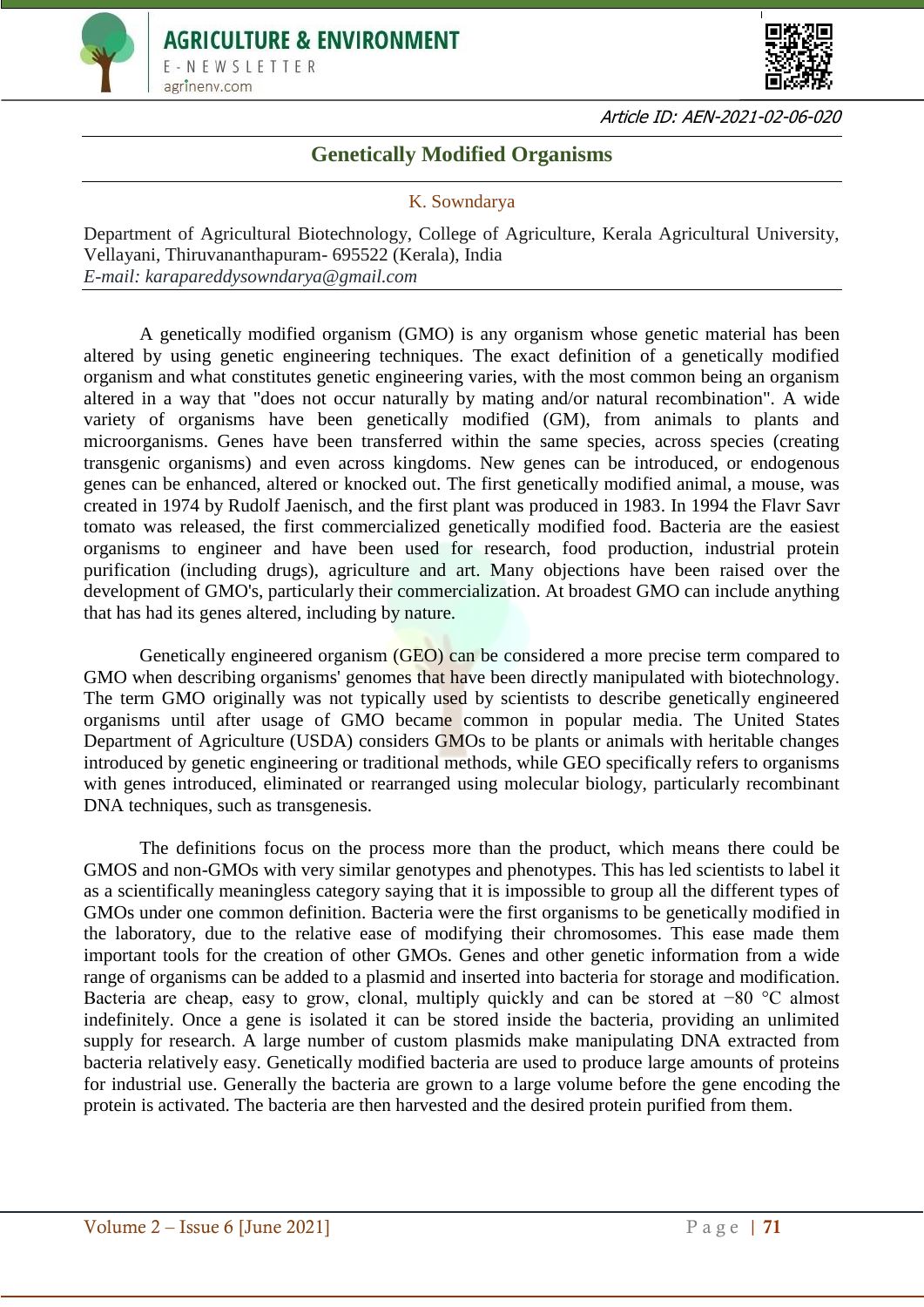Article ID: AEN-2021-02-06-020

# Genetically Modified Organisms

K. Sowndarya

Department of Agricultural Biotechnology, College of Agriculture, Kerala Agricultural University, Vellayani, Thiruvananthapuram- 695522 (Kerala), India
*E-mail: karapareddysowndarya@gmail.com*

A genetically modified organism (GMO) is any organism whose genetic material has been altered by using genetic engineering techniques. The exact definition of a genetically modified organism and what constitutes genetic engineering varies, with the most common being an organism altered in a way that "does not occur naturally by mating and/or natural recombination". A wide variety of organisms have been genetically modified (GM), from animals to plants and microorganisms. Genes have been transferred within the same species, across species (creating transgenic organisms) and even across kingdoms. New genes can be introduced, or endogenous genes can be enhanced, altered or knocked out. The first genetically modified animal, a mouse, was created in 1974 by Rudolf Jaenisch, and the first plant was produced in 1983. In 1994 the Flavr Savr tomato was released, the first commercialized genetically modified food. Bacteria are the easiest organisms to engineer and have been used for research, food production, industrial protein purification (including drugs), agriculture and art. Many objections have been raised over the development of GMO's, particularly their commercialization. At broadest GMO can include anything that has had its genes altered, including by nature.

Genetically engineered organism (GEO) can be considered a more precise term compared to GMO when describing organisms' genomes that have been directly manipulated with biotechnology. The term GMO originally was not typically used by scientists to describe genetically engineered organisms until after usage of GMO became common in popular media. The United States Department of Agriculture (USDA) considers GMOs to be plants or animals with heritable changes introduced by genetic engineering or traditional methods, while GEO specifically refers to organisms with genes introduced, eliminated or rearranged using molecular biology, particularly recombinant DNA techniques, such as transgenesis.

The definitions focus on the process more than the product, which means there could be GMOS and non-GMOs with very similar genotypes and phenotypes. This has led scientists to label it as a scientifically meaningless category saying that it is impossible to group all the different types of GMOs under one common definition. Bacteria were the first organisms to be genetically modified in the laboratory, due to the relative ease of modifying their chromosomes. This ease made them important tools for the creation of other GMOs. Genes and other genetic information from a wide range of organisms can be added to a plasmid and inserted into bacteria for storage and modification. Bacteria are cheap, easy to grow, clonal, multiply quickly and can be stored at −80 °C almost indefinitely. Once a gene is isolated it can be stored inside the bacteria, providing an unlimited supply for research. A large number of custom plasmids make manipulating DNA extracted from bacteria relatively easy. Genetically modified bacteria are used to produce large amounts of proteins for industrial use. Generally the bacteria are grown to a large volume before the gene encoding the protein is activated. The bacteria are then harvested and the desired protein purified from them.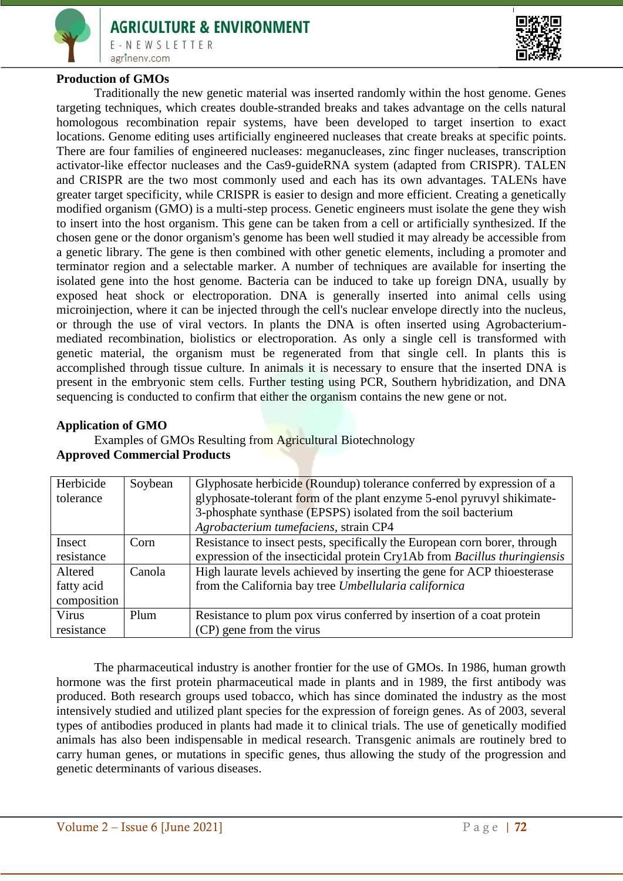## Production of GMOs

Traditionally the new genetic material was inserted randomly within the host genome. Genes targeting techniques, which creates double-stranded breaks and takes advantage on the cells natural homologous recombination repair systems, have been developed to target insertion to exact locations. Genome editing uses artificially engineered nucleases that create breaks at specific points. There are four families of engineered nucleases: meganucleases, zinc finger nucleases, transcription activator-like effector nucleases and the Cas9-guideRNA system (adapted from CRISPR). TALEN and CRISPR are the two most commonly used and each has its own advantages. TALENs have greater target specificity, while CRISPR is easier to design and more efficient. Creating a genetically modified organism (GMO) is a multi-step process. Genetic engineers must isolate the gene they wish to insert into the host organism. This gene can be taken from a cell or artificially synthesized. If the chosen gene or the donor organism's genome has been well studied it may already be accessible from a genetic library. The gene is then combined with other genetic elements, including a promoter and terminator region and a selectable marker. A number of techniques are available for inserting the isolated gene into the host genome. Bacteria can be induced to take up foreign DNA, usually by exposed heat shock or electroporation. DNA is generally inserted into animal cells using microinjection, where it can be injected through the cell's nuclear envelope directly into the nucleus, or through the use of viral vectors. In plants the DNA is often inserted using Agrobacterium-mediated recombination, biolistics or electroporation. As only a single cell is transformed with genetic material, the organism must be regenerated from that single cell. In plants this is accomplished through tissue culture. In animals it is necessary to ensure that the inserted DNA is present in the embryonic stem cells. Further testing using PCR, Southern hybridization, and DNA sequencing is conducted to confirm that either the organism contains the new gene or not.

## Application of GMO

Examples of GMOs Resulting from Agricultural Biotechnology

**Approved Commercial Products**

| | | |
|---|---|---|
| Herbicide tolerance | Soybean | Glyphosate herbicide (Roundup) tolerance conferred by expression of a glyphosate-tolerant form of the plant enzyme 5-enol pyruvyl shikimate-3-phosphate synthase (EPSPS) isolated from the soil bacterium *Agrobacterium tumefaciens*, strain CP4 |
| Insect resistance | Corn | Resistance to insect pests, specifically the European corn borer, through expression of the insecticidal protein Cry1Ab from *Bacillus thuringiensis* |
| Altered fatty acid composition | Canola | High laurate levels achieved by inserting the gene for ACP thioesterase from the California bay tree *Umbellularia californica* |
| Virus resistance | Plum | Resistance to plum pox virus conferred by insertion of a coat protein (CP) gene from the virus |

The pharmaceutical industry is another frontier for the use of GMOs. In 1986, human growth hormone was the first protein pharmaceutical made in plants and in 1989, the first antibody was produced. Both research groups used tobacco, which has since dominated the industry as the most intensively studied and utilized plant species for the expression of foreign genes. As of 2003, several types of antibodies produced in plants had made it to clinical trials. The use of genetically modified animals has also been indispensable in medical research. Transgenic animals are routinely bred to carry human genes, or mutations in specific genes, thus allowing the study of the progression and genetic determinants of various diseases.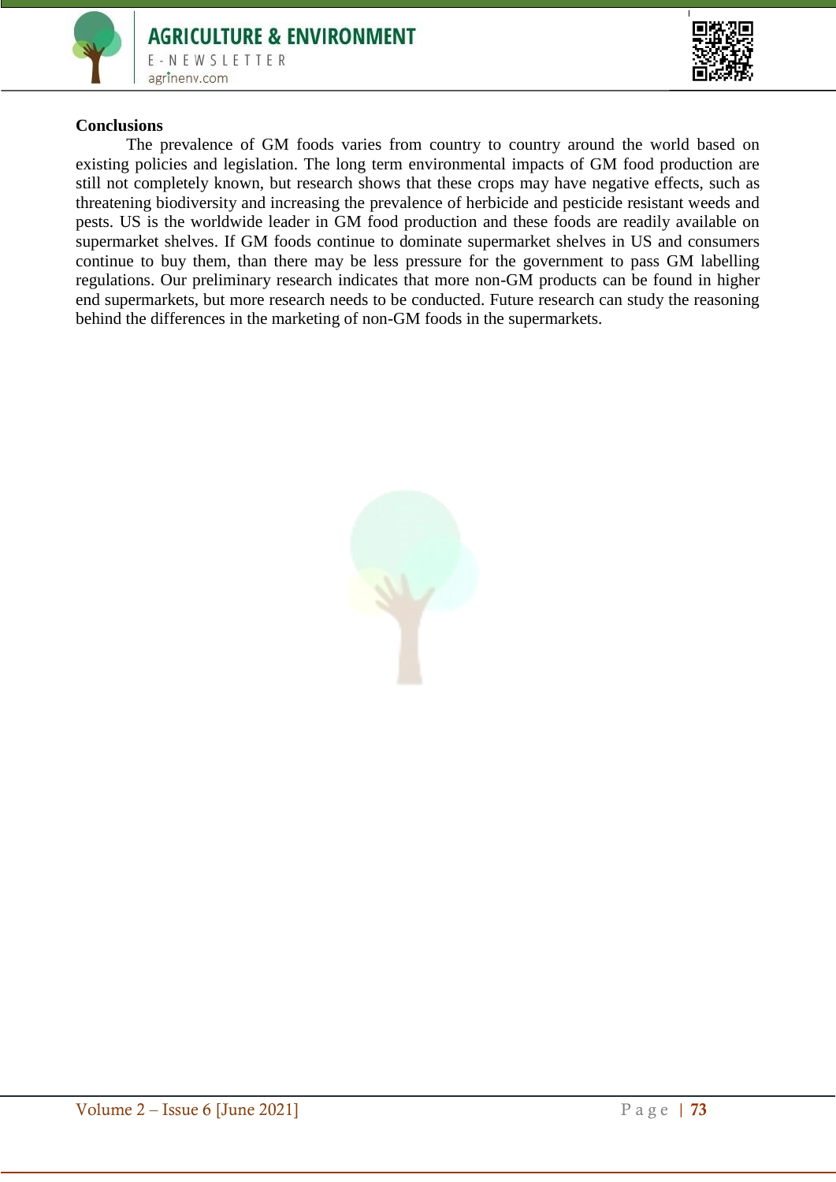## Conclusions

The prevalence of GM foods varies from country to country around the world based on existing policies and legislation. The long term environmental impacts of GM food production are still not completely known, but research shows that these crops may have negative effects, such as threatening biodiversity and increasing the prevalence of herbicide and pesticide resistant weeds and pests. US is the worldwide leader in GM food production and these foods are readily available on supermarket shelves. If GM foods continue to dominate supermarket shelves in US and consumers continue to buy them, than there may be less pressure for the government to pass GM labelling regulations. Our preliminary research indicates that more non-GM products can be found in higher end supermarkets, but more research needs to be conducted. Future research can study the reasoning behind the differences in the marketing of non-GM foods in the supermarkets.